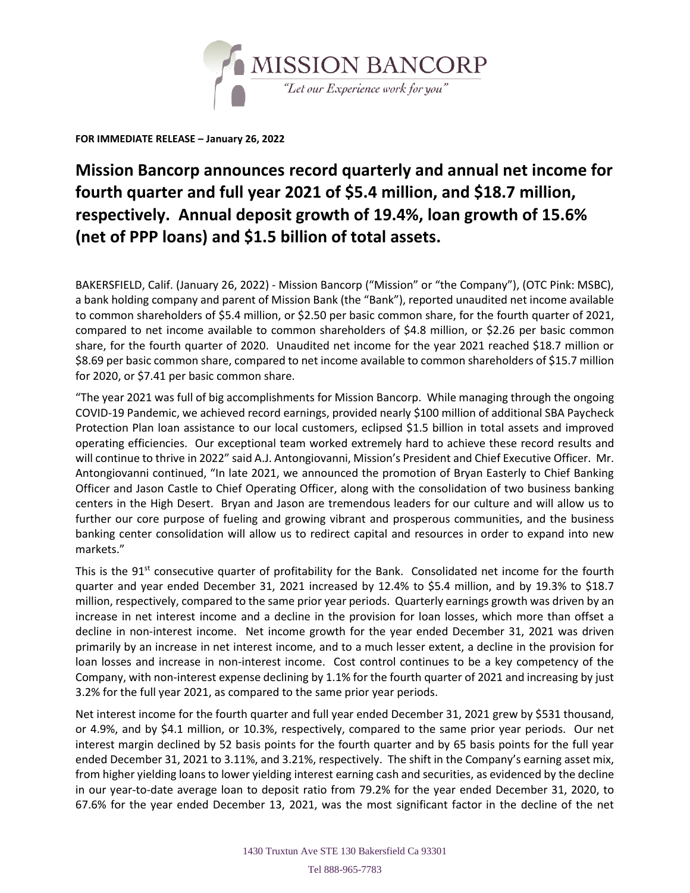**FOR IMMEDIATE RELEASE – January 26, 2022**

# Mission Bancorp announces record quarterly and annual net income for fourth quarter and full year 2021 of $5.4 million, and $18.7 million, respectively. Annual deposit growth of 19.4%, loan growth of 15.6% (net of PPP loans) and $1.5 billion of total assets.

BAKERSFIELD, Calif. (January 26, 2022) - Mission Bancorp ("Mission" or "the Company"), (OTC Pink: MSBC), a bank holding company and parent of Mission Bank (the "Bank"), reported unaudited net income available to common shareholders of $5.4 million, or $2.50 per basic common share, for the fourth quarter of 2021, compared to net income available to common shareholders of $4.8 million, or $2.26 per basic common share, for the fourth quarter of 2020. Unaudited net income for the year 2021 reached $18.7 million or $8.69 per basic common share, compared to net income available to common shareholders of $15.7 million for 2020, or $7.41 per basic common share.

"The year 2021 was full of big accomplishments for Mission Bancorp. While managing through the ongoing COVID-19 Pandemic, we achieved record earnings, provided nearly $100 million of additional SBA Paycheck Protection Plan loan assistance to our local customers, eclipsed $1.5 billion in total assets and improved operating efficiencies. Our exceptional team worked extremely hard to achieve these record results and will continue to thrive in 2022" said A.J. Antongiovanni, Mission's President and Chief Executive Officer. Mr. Antongiovanni continued, "In late 2021, we announced the promotion of Bryan Easterly to Chief Banking Officer and Jason Castle to Chief Operating Officer, along with the consolidation of two business banking centers in the High Desert. Bryan and Jason are tremendous leaders for our culture and will allow us to further our core purpose of fueling and growing vibrant and prosperous communities, and the business banking center consolidation will allow us to redirect capital and resources in order to expand into new markets."

This is the 91st consecutive quarter of profitability for the Bank. Consolidated net income for the fourth quarter and year ended December 31, 2021 increased by 12.4% to $5.4 million, and by 19.3% to $18.7 million, respectively, compared to the same prior year periods. Quarterly earnings growth was driven by an increase in net interest income and a decline in the provision for loan losses, which more than offset a decline in non-interest income. Net income growth for the year ended December 31, 2021 was driven primarily by an increase in net interest income, and to a much lesser extent, a decline in the provision for loan losses and increase in non-interest income. Cost control continues to be a key competency of the Company, with non-interest expense declining by 1.1% for the fourth quarter of 2021 and increasing by just 3.2% for the full year 2021, as compared to the same prior year periods.

Net interest income for the fourth quarter and full year ended December 31, 2021 grew by $531 thousand, or 4.9%, and by $4.1 million, or 10.3%, respectively, compared to the same prior year periods. Our net interest margin declined by 52 basis points for the fourth quarter and by 65 basis points for the full year ended December 31, 2021 to 3.11%, and 3.21%, respectively. The shift in the Company's earning asset mix, from higher yielding loans to lower yielding interest earning cash and securities, as evidenced by the decline in our year-to-date average loan to deposit ratio from 79.2% for the year ended December 31, 2020, to 67.6% for the year ended December 13, 2021, was the most significant factor in the decline of the net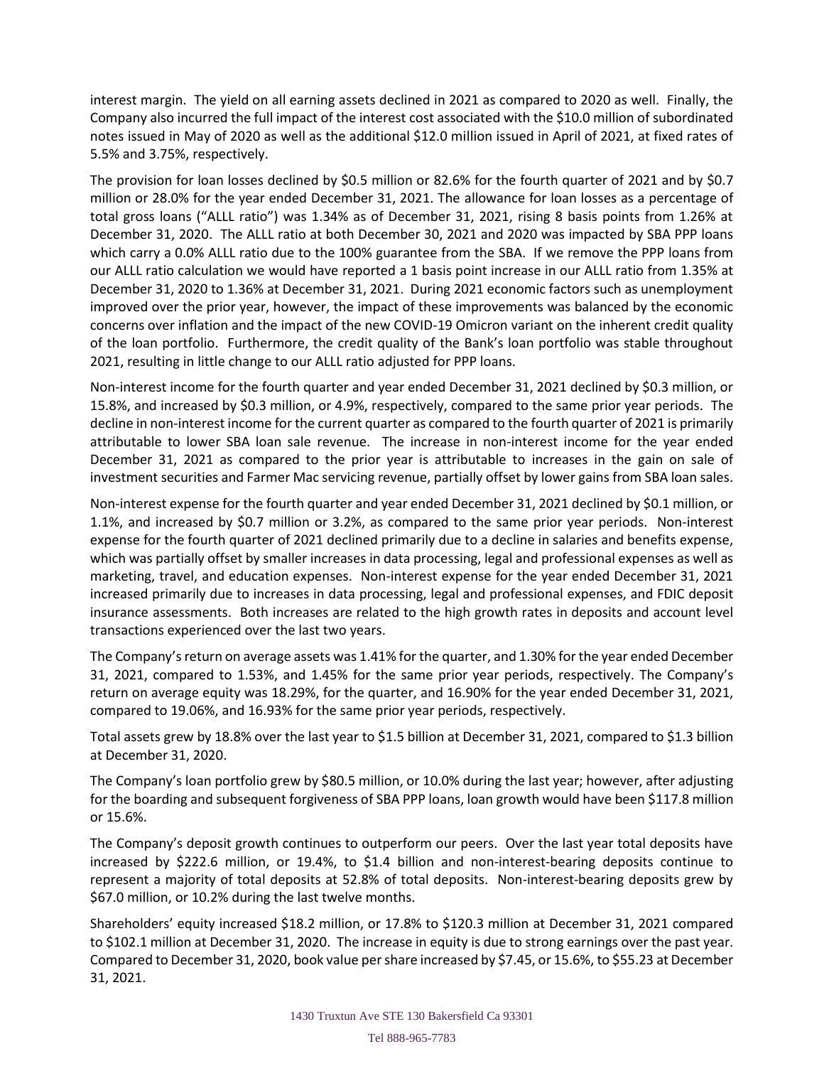interest margin. The yield on all earning assets declined in 2021 as compared to 2020 as well. Finally, the Company also incurred the full impact of the interest cost associated with the $10.0 million of subordinated notes issued in May of 2020 as well as the additional $12.0 million issued in April of 2021, at fixed rates of 5.5% and 3.75%, respectively.

The provision for loan losses declined by $0.5 million or 82.6% for the fourth quarter of 2021 and by $0.7 million or 28.0% for the year ended December 31, 2021. The allowance for loan losses as a percentage of total gross loans ("ALLL ratio") was 1.34% as of December 31, 2021, rising 8 basis points from 1.26% at December 31, 2020. The ALLL ratio at both December 30, 2021 and 2020 was impacted by SBA PPP loans which carry a 0.0% ALLL ratio due to the 100% guarantee from the SBA. If we remove the PPP loans from our ALLL ratio calculation we would have reported a 1 basis point increase in our ALLL ratio from 1.35% at December 31, 2020 to 1.36% at December 31, 2021. During 2021 economic factors such as unemployment improved over the prior year, however, the impact of these improvements was balanced by the economic concerns over inflation and the impact of the new COVID-19 Omicron variant on the inherent credit quality of the loan portfolio. Furthermore, the credit quality of the Bank's loan portfolio was stable throughout 2021, resulting in little change to our ALLL ratio adjusted for PPP loans.

Non-interest income for the fourth quarter and year ended December 31, 2021 declined by $0.3 million, or 15.8%, and increased by $0.3 million, or 4.9%, respectively, compared to the same prior year periods. The decline in non-interest income for the current quarter as compared to the fourth quarter of 2021 is primarily attributable to lower SBA loan sale revenue. The increase in non-interest income for the year ended December 31, 2021 as compared to the prior year is attributable to increases in the gain on sale of investment securities and Farmer Mac servicing revenue, partially offset by lower gains from SBA loan sales.

Non-interest expense for the fourth quarter and year ended December 31, 2021 declined by $0.1 million, or 1.1%, and increased by $0.7 million or 3.2%, as compared to the same prior year periods. Non-interest expense for the fourth quarter of 2021 declined primarily due to a decline in salaries and benefits expense, which was partially offset by smaller increases in data processing, legal and professional expenses as well as marketing, travel, and education expenses. Non-interest expense for the year ended December 31, 2021 increased primarily due to increases in data processing, legal and professional expenses, and FDIC deposit insurance assessments. Both increases are related to the high growth rates in deposits and account level transactions experienced over the last two years.

The Company's return on average assets was 1.41% for the quarter, and 1.30% for the year ended December 31, 2021, compared to 1.53%, and 1.45% for the same prior year periods, respectively. The Company's return on average equity was 18.29%, for the quarter, and 16.90% for the year ended December 31, 2021, compared to 19.06%, and 16.93% for the same prior year periods, respectively.

Total assets grew by 18.8% over the last year to $1.5 billion at December 31, 2021, compared to $1.3 billion at December 31, 2020.

The Company's loan portfolio grew by $80.5 million, or 10.0% during the last year; however, after adjusting for the boarding and subsequent forgiveness of SBA PPP loans, loan growth would have been $117.8 million or 15.6%.

The Company's deposit growth continues to outperform our peers. Over the last year total deposits have increased by $222.6 million, or 19.4%, to $1.4 billion and non-interest-bearing deposits continue to represent a majority of total deposits at 52.8% of total deposits. Non-interest-bearing deposits grew by $67.0 million, or 10.2% during the last twelve months.

Shareholders' equity increased $18.2 million, or 17.8% to $120.3 million at December 31, 2021 compared to $102.1 million at December 31, 2020. The increase in equity is due to strong earnings over the past year. Compared to December 31, 2020, book value per share increased by $7.45, or 15.6%, to $55.23 at December 31, 2021.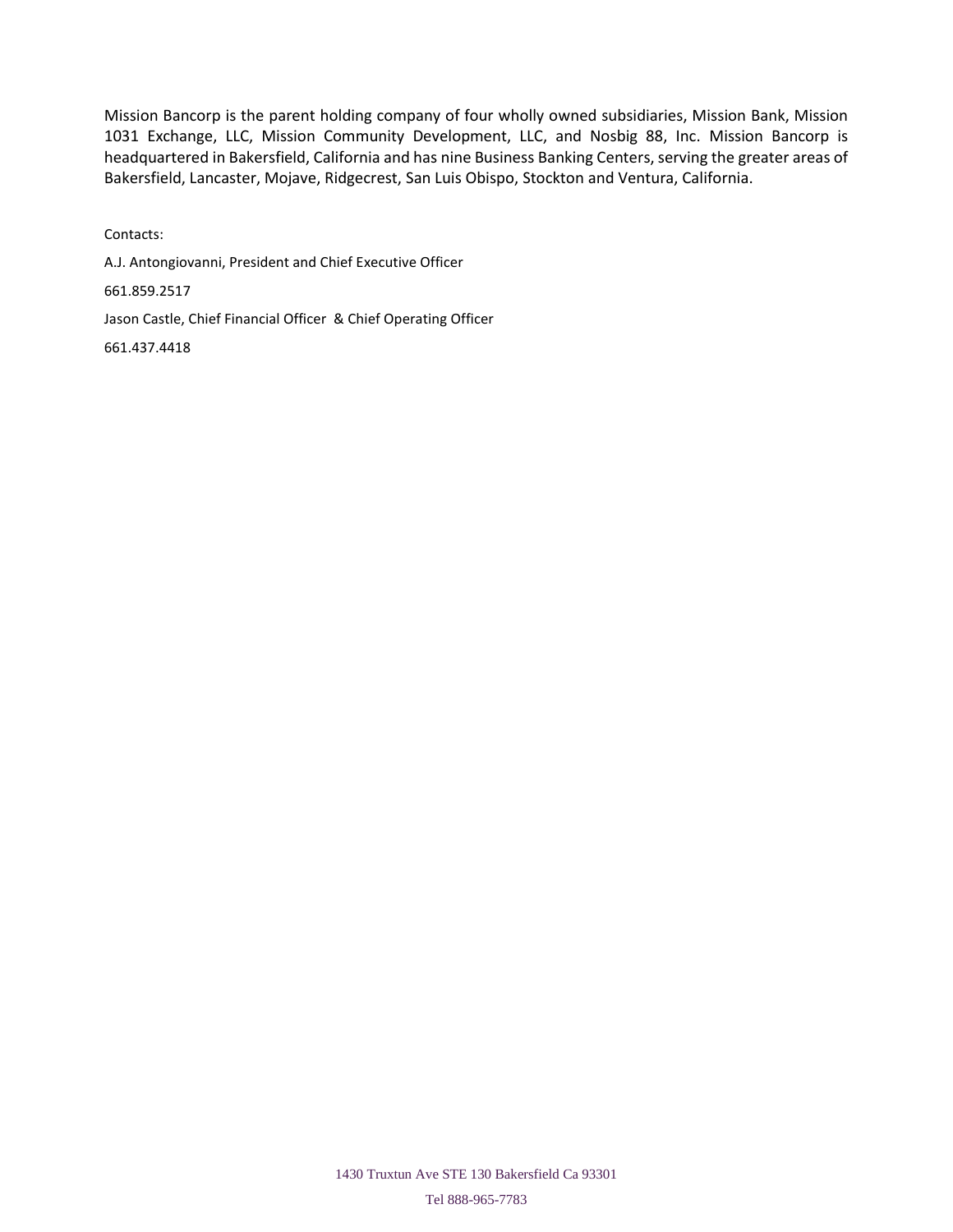Mission Bancorp is the parent holding company of four wholly owned subsidiaries, Mission Bank, Mission 1031 Exchange, LLC, Mission Community Development, LLC, and Nosbig 88, Inc. Mission Bancorp is headquartered in Bakersfield, California and has nine Business Banking Centers, serving the greater areas of Bakersfield, Lancaster, Mojave, Ridgecrest, San Luis Obispo, Stockton and Ventura, California.

Contacts:

A.J. Antongiovanni, President and Chief Executive Officer

661.859.2517

Jason Castle, Chief Financial Officer & Chief Operating Officer

661.437.4418

1430 Truxtun Ave STE 130 Bakersfield Ca 93301

Tel 888-965-7783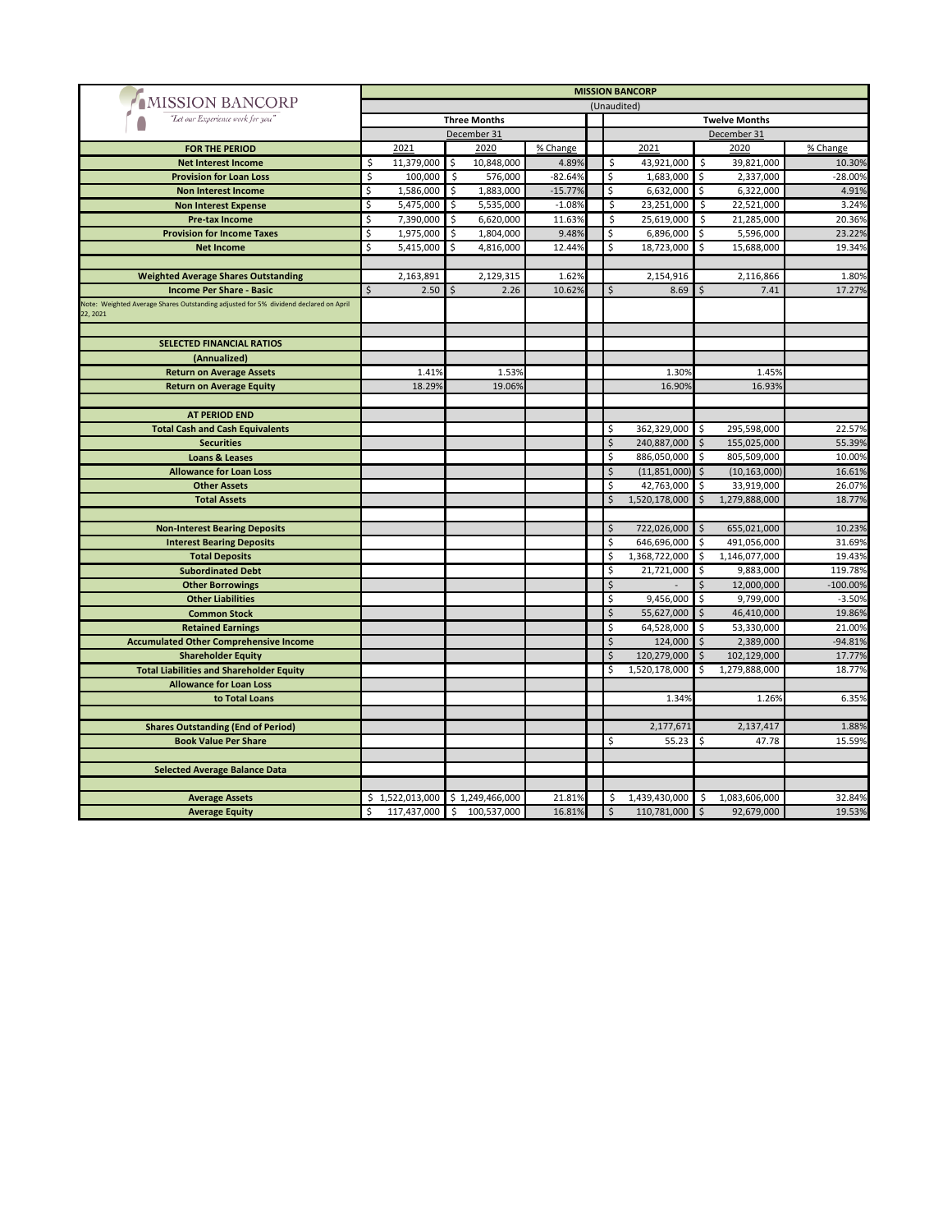| MISSION BANCORP "Let our Experience work for you" | MISSION BANCORP | | | | | | |
|---|---|---|---|---|---|---|---|
| | (Unaudited) | | | | | | |
| | Three Months | | | | Twelve Months | | |
| | December 31 | | | | December 31 | | |
| **FOR THE PERIOD** | 2021 | 2020 | % Change | | 2021 | 2020 | % Change |
| **Net Interest Income** | $ 11,379,000 | $ 10,848,000 | 4.89% | | $ 43,921,000 | $ 39,821,000 | 10.30% |
| **Provision for Loan Loss** | $ 100,000 | $ 576,000 | -82.64% | | $ 1,683,000 | $ 2,337,000 | -28.00% |
| **Non Interest Income** | $ 1,586,000 | $ 1,883,000 | -15.77% | | $ 6,632,000 | $ 6,322,000 | 4.91% |
| **Non Interest Expense** | $ 5,475,000 | $ 5,535,000 | -1.08% | | $ 23,251,000 | $ 22,521,000 | 3.24% |
| **Pre-tax Income** | $ 7,390,000 | $ 6,620,000 | 11.63% | | $ 25,619,000 | $ 21,285,000 | 20.36% |
| **Provision for Income Taxes** | $ 1,975,000 | $ 1,804,000 | 9.48% | | $ 6,896,000 | $ 5,596,000 | 23.22% |
| **Net Income** | $ 5,415,000 | $ 4,816,000 | 12.44% | | $ 18,723,000 | $ 15,688,000 | 19.34% |
| | | | | | | | |
| **Weighted Average Shares Outstanding** | 2,163,891 | 2,129,315 | 1.62% | | 2,154,916 | 2,116,866 | 1.80% |
| **Income Per Share - Basic** | $ 2.50 | $ 2.26 | 10.62% | | $ 8.69 | $ 7.41 | 17.27% |
| Note: Weighted Average Shares Outstanding adjusted for 5% dividend declared on April 22, 2021 | | | | | | | |
| | | | | | | | |
| **SELECTED FINANCIAL RATIOS** | | | | | | | |
| **(Annualized)** | | | | | | | |
| **Return on Average Assets** | 1.41% | 1.53% | | | 1.30% | 1.45% | |
| **Return on Average Equity** | 18.29% | 19.06% | | | 16.90% | 16.93% | |
| | | | | | | | |
| **AT PERIOD END** | | | | | | | |
| **Total Cash and Cash Equivalents** | | | | | $ 362,329,000 | $ 295,598,000 | 22.57% |
| **Securities** | | | | | $ 240,887,000 | $ 155,025,000 | 55.39% |
| **Loans & Leases** | | | | | $ 886,050,000 | $ 805,509,000 | 10.00% |
| **Allowance for Loan Loss** | | | | | $ (11,851,000) | $ (10,163,000) | 16.61% |
| **Other Assets** | | | | | $ 42,763,000 | $ 33,919,000 | 26.07% |
| **Total Assets** | | | | | $ 1,520,178,000 | $ 1,279,888,000 | 18.77% |
| | | | | | | | |
| **Non-Interest Bearing Deposits** | | | | | $ 722,026,000 | $ 655,021,000 | 10.23% |
| **Interest Bearing Deposits** | | | | | $ 646,696,000 | $ 491,056,000 | 31.69% |
| **Total Deposits** | | | | | $ 1,368,722,000 | $ 1,146,077,000 | 19.43% |
| **Subordinated Debt** | | | | | $ 21,721,000 | $ 9,883,000 | 119.78% |
| **Other Borrowings** | | | | | $ - | $ 12,000,000 | -100.00% |
| **Other Liabilities** | | | | | $ 9,456,000 | $ 9,799,000 | -3.50% |
| **Common Stock** | | | | | $ 55,627,000 | $ 46,410,000 | 19.86% |
| **Retained Earnings** | | | | | $ 64,528,000 | $ 53,330,000 | 21.00% |
| **Accumulated Other Comprehensive Income** | | | | | $ 124,000 | $ 2,389,000 | -94.81% |
| **Shareholder Equity** | | | | | $ 120,279,000 | $ 102,129,000 | 17.77% |
| **Total Liabilities and Shareholder Equity** | | | | | $ 1,520,178,000 | $ 1,279,888,000 | 18.77% |
| **Allowance for Loan Loss to Total Loans** | | | | | 1.34% | 1.26% | 6.35% |
| | | | | | | | |
| **Shares Outstanding (End of Period)** | | | | | 2,177,671 | 2,137,417 | 1.88% |
| **Book Value Per Share** | | | | | $ 55.23 | $ 47.78 | 15.59% |
| | | | | | | | |
| **Selected Average Balance Data** | | | | | | | |
| | | | | | | | |
| **Average Assets** | $ 1,522,013,000 | $ 1,249,466,000 | 21.81% | | $ 1,439,430,000 | $ 1,083,606,000 | 32.84% |
| **Average Equity** | $ 117,437,000 | $ 100,537,000 | 16.81% | | $ 110,781,000 | $ 92,679,000 | 19.53% |